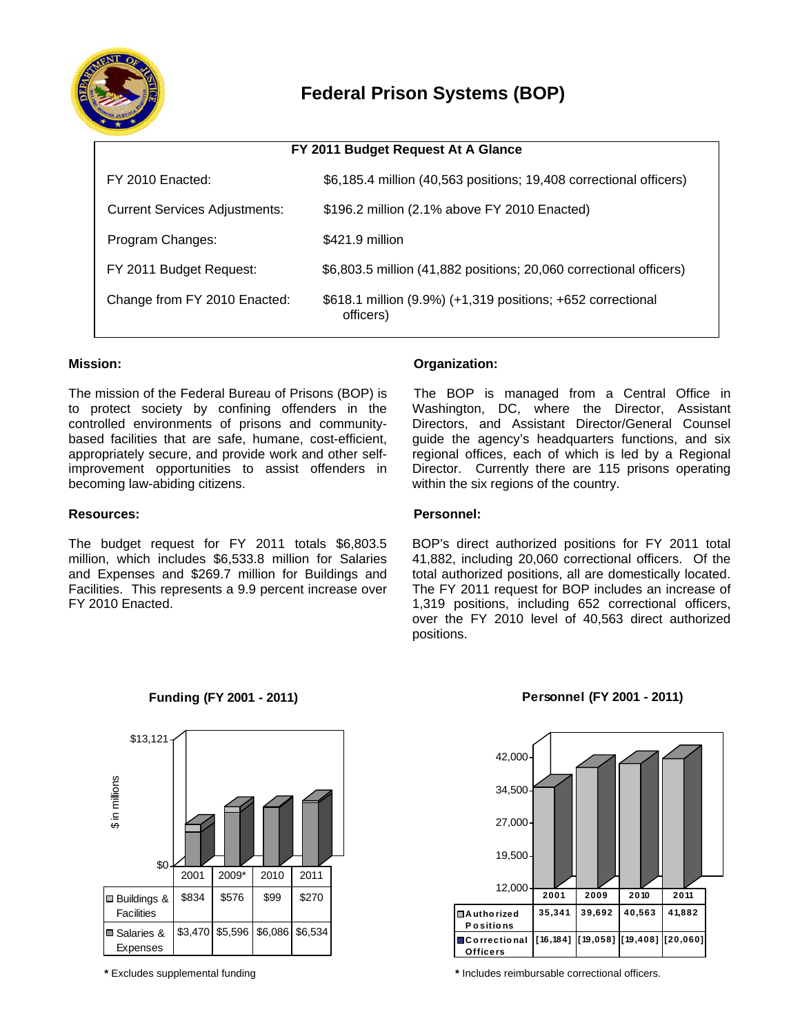# Federal Prison Systems (BOP)

| FY 2011 Budget Request At A Glance | |
|---|---|
| FY 2010 Enacted: | $6,185.4 million (40,563 positions; 19,408 correctional officers) |
| Current Services Adjustments: | $196.2 million (2.1% above FY 2010 Enacted) |
| Program Changes: | $421.9 million |
| FY 2011 Budget Request: | $6,803.5 million (41,882 positions; 20,060 correctional officers) |
| Change from FY 2010 Enacted: | $618.1 million (9.9%) (+1,319 positions; +652 correctional officers) |

**Mission:**

The mission of the Federal Bureau of Prisons (BOP) is to protect society by confining offenders in the controlled environments of prisons and community-based facilities that are safe, humane, cost-efficient, appropriately secure, and provide work and other self-improvement opportunities to assist offenders in becoming law-abiding citizens.

**Resources:**

The budget request for FY 2011 totals $6,803.5 million, which includes $6,533.8 million for Salaries and Expenses and $269.7 million for Buildings and Facilities. This represents a 9.9 percent increase over FY 2010 Enacted.

**Organization:**

The BOP is managed from a Central Office in Washington, DC, where the Director, Assistant Directors, and Assistant Director/General Counsel guide the agency's headquarters functions, and six regional offices, each of which is led by a Regional Director. Currently there are 115 prisons operating within the six regions of the country.

**Personnel:**

BOP's direct authorized positions for FY 2011 total 41,882, including 20,060 correctional officers. Of the total authorized positions, all are domestically located. The FY 2011 request for BOP includes an increase of 1,319 positions, including 652 correctional officers, over the FY 2010 level of 40,563 direct authorized positions.

**Funding (FY 2001 - 2011)**

$ in millions

| | 2001 | 2009* | 2010 | 2011 |
|---|---|---|---|---|
| Buildings & Facilities | $834 | $576 | $99 | $270 |
| Salaries & Expenses | $3,470 | $5,596 | $6,086 | $6,534 |

**\*** Excludes supplemental funding

**Personnel (FY 2001 - 2011)**

| | 2001 | 2009 | 2010 | 2011 |
|---|---|---|---|---|
| Authorized Positions | 35,341 | 39,692 | 40,563 | 41,882 |
| Correctional Officers | [16,184] | [19,058] | [19,408] | [20,060] |

**\*** Includes reimbursable correctional officers.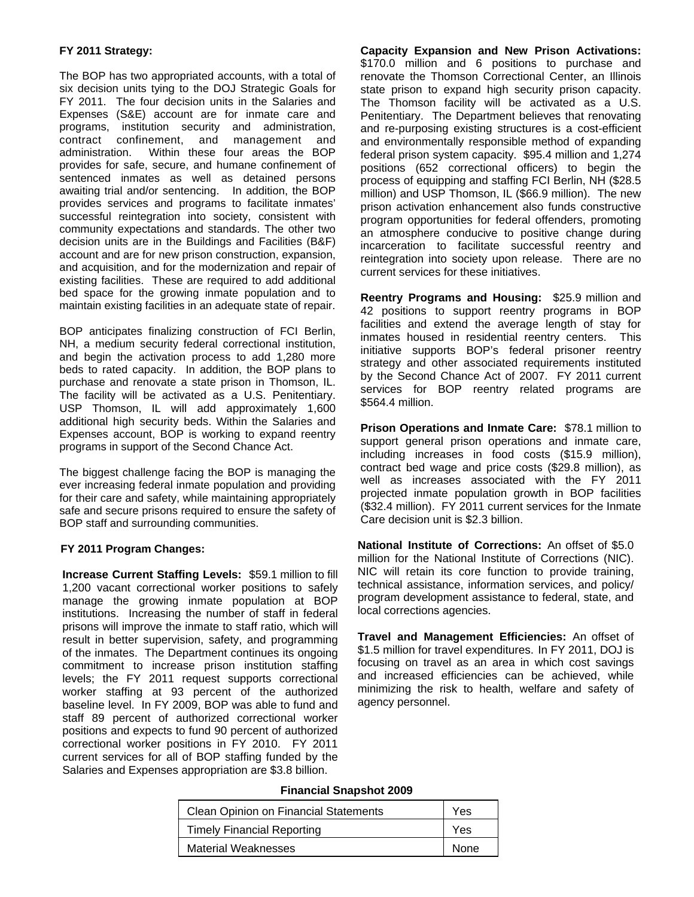**FY 2011 Strategy:**

The BOP has two appropriated accounts, with a total of six decision units tying to the DOJ Strategic Goals for FY 2011. The four decision units in the Salaries and Expenses (S&E) account are for inmate care and programs, institution security and administration, contract confinement, and management and administration. Within these four areas the BOP provides for safe, secure, and humane confinement of sentenced inmates as well as detained persons awaiting trial and/or sentencing. In addition, the BOP provides services and programs to facilitate inmates' successful reintegration into society, consistent with community expectations and standards. The other two decision units are in the Buildings and Facilities (B&F) account and are for new prison construction, expansion, and acquisition, and for the modernization and repair of existing facilities. These are required to add additional bed space for the growing inmate population and to maintain existing facilities in an adequate state of repair.

BOP anticipates finalizing construction of FCI Berlin, NH, a medium security federal correctional institution, and begin the activation process to add 1,280 more beds to rated capacity. In addition, the BOP plans to purchase and renovate a state prison in Thomson, IL. The facility will be activated as a U.S. Penitentiary. USP Thomson, IL will add approximately 1,600 additional high security beds. Within the Salaries and Expenses account, BOP is working to expand reentry programs in support of the Second Chance Act.

The biggest challenge facing the BOP is managing the ever increasing federal inmate population and providing for their care and safety, while maintaining appropriately safe and secure prisons required to ensure the safety of BOP staff and surrounding communities.

**FY 2011 Program Changes:**

**Increase Current Staffing Levels:** $59.1 million to fill 1,200 vacant correctional worker positions to safely manage the growing inmate population at BOP institutions. Increasing the number of staff in federal prisons will improve the inmate to staff ratio, which will result in better supervision, safety, and programming of the inmates. The Department continues its ongoing commitment to increase prison institution staffing levels; the FY 2011 request supports correctional worker staffing at 93 percent of the authorized baseline level. In FY 2009, BOP was able to fund and staff 89 percent of authorized correctional worker positions and expects to fund 90 percent of authorized correctional worker positions in FY 2010. FY 2011 current services for all of BOP staffing funded by the Salaries and Expenses appropriation are $3.8 billion.

**Capacity Expansion and New Prison Activations:** $170.0 million and 6 positions to purchase and renovate the Thomson Correctional Center, an Illinois state prison to expand high security prison capacity. The Thomson facility will be activated as a U.S. Penitentiary. The Department believes that renovating and re-purposing existing structures is a cost-efficient and environmentally responsible method of expanding federal prison system capacity. $95.4 million and 1,274 positions (652 correctional officers) to begin the process of equipping and staffing FCI Berlin, NH ($28.5 million) and USP Thomson, IL ($66.9 million). The new prison activation enhancement also funds constructive program opportunities for federal offenders, promoting an atmosphere conducive to positive change during incarceration to facilitate successful reentry and reintegration into society upon release. There are no current services for these initiatives.

**Reentry Programs and Housing:** $25.9 million and 42 positions to support reentry programs in BOP facilities and extend the average length of stay for inmates housed in residential reentry centers. This initiative supports BOP's federal prisoner reentry strategy and other associated requirements instituted by the Second Chance Act of 2007. FY 2011 current services for BOP reentry related programs are $564.4 million.

**Prison Operations and Inmate Care:** $78.1 million to support general prison operations and inmate care, including increases in food costs ($15.9 million), contract bed wage and price costs ($29.8 million), as well as increases associated with the FY 2011 projected inmate population growth in BOP facilities ($32.4 million). FY 2011 current services for the Inmate Care decision unit is $2.3 billion.

**National Institute of Corrections:** An offset of $5.0 million for the National Institute of Corrections (NIC). NIC will retain its core function to provide training, technical assistance, information services, and policy/ program development assistance to federal, state, and local corrections agencies.

**Travel and Management Efficiencies:** An offset of $1.5 million for travel expenditures. In FY 2011, DOJ is focusing on travel as an area in which cost savings and increased efficiencies can be achieved, while minimizing the risk to health, welfare and safety of agency personnel.

**Financial Snapshot 2009**

| | |
|---|---|
| Clean Opinion on Financial Statements | Yes |
| Timely Financial Reporting | Yes |
| Material Weaknesses | None |